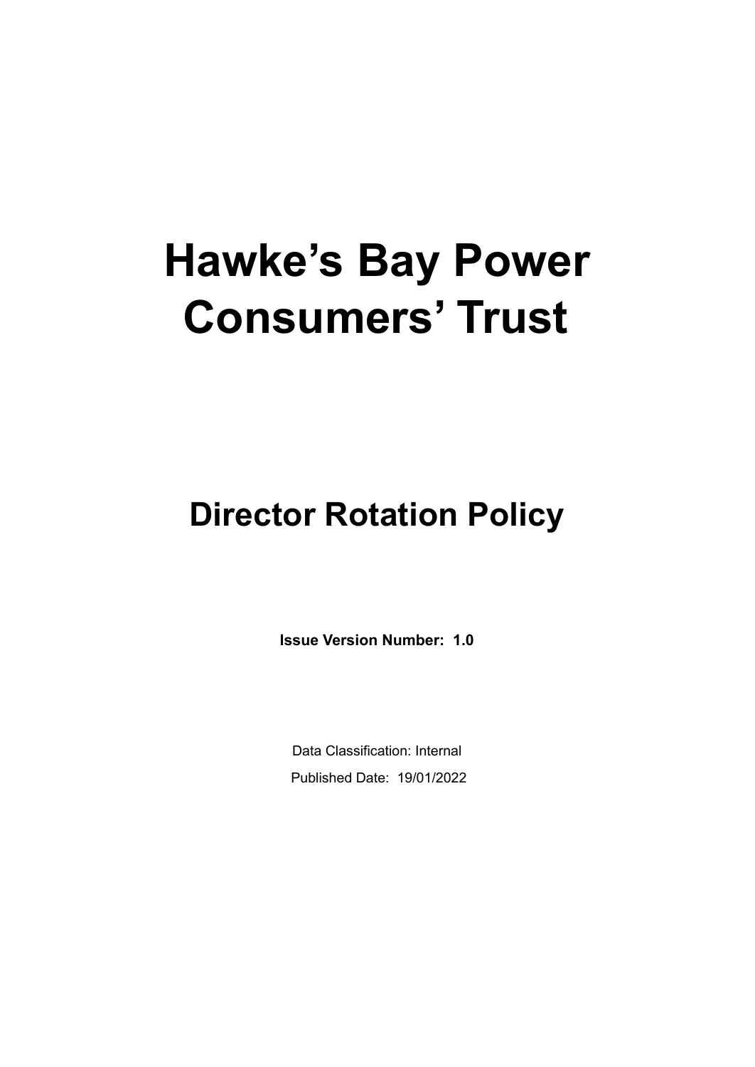# Hawke's Bay Power Consumers' Trust

## Director Rotation Policy

**Issue Version Number: 1.0**

Data Classification: Internal

Published Date: 19/01/2022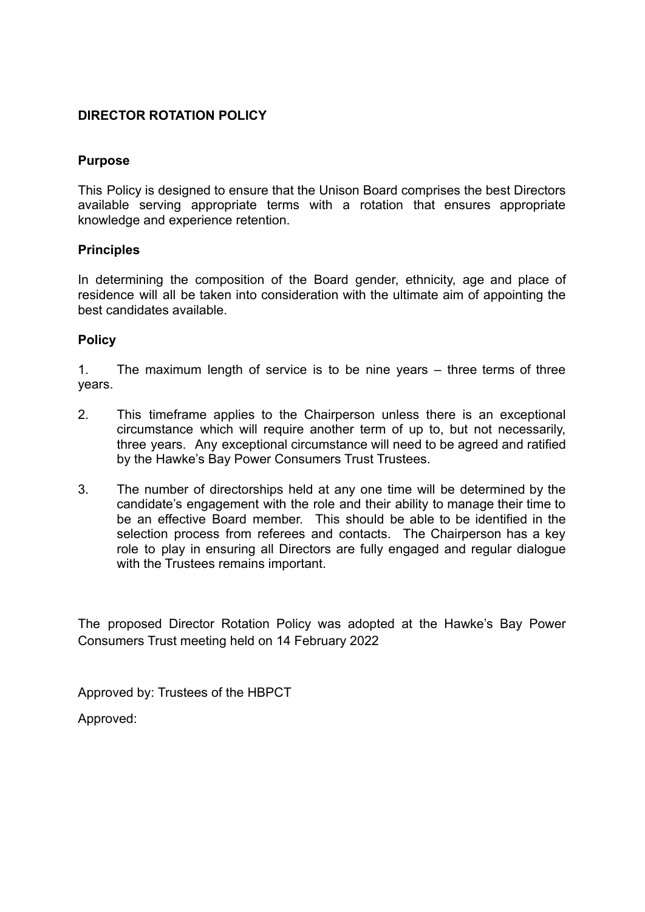**DIRECTOR ROTATION POLICY**

**Purpose**

This Policy is designed to ensure that the Unison Board comprises the best Directors available serving appropriate terms with a rotation that ensures appropriate knowledge and experience retention.

**Principles**

In determining the composition of the Board gender, ethnicity, age and place of residence will all be taken into consideration with the ultimate aim of appointing the best candidates available.

**Policy**

1. The maximum length of service is to be nine years – three terms of three years.
2. This timeframe applies to the Chairperson unless there is an exceptional circumstance which will require another term of up to, but not necessarily, three years. Any exceptional circumstance will need to be agreed and ratified by the Hawke's Bay Power Consumers Trust Trustees.
3. The number of directorships held at any one time will be determined by the candidate's engagement with the role and their ability to manage their time to be an effective Board member. This should be able to be identified in the selection process from referees and contacts. The Chairperson has a key role to play in ensuring all Directors are fully engaged and regular dialogue with the Trustees remains important.

The proposed Director Rotation Policy was adopted at the Hawke's Bay Power Consumers Trust meeting held on 14 February 2022

Approved by: Trustees of the HBPCT

Approved: